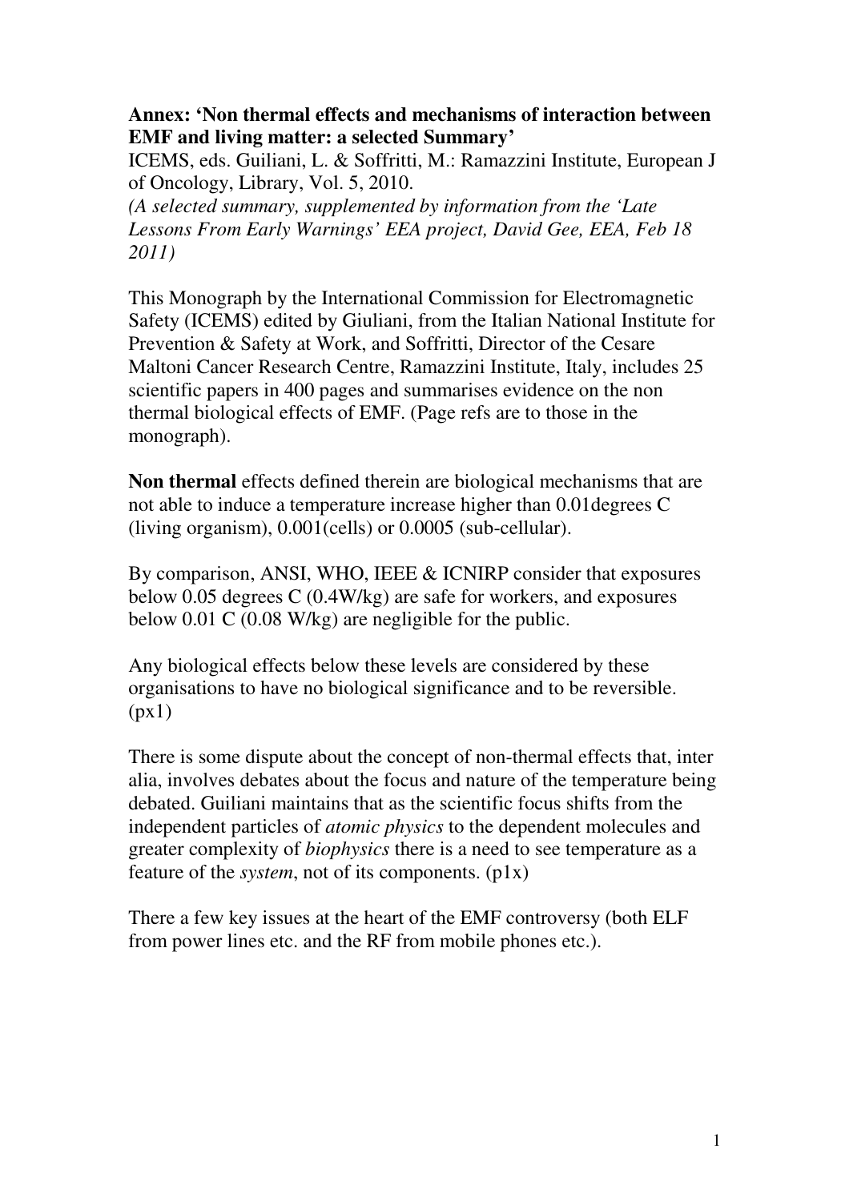**Annex: 'Non thermal effects and mechanisms of interaction between EMF and living matter: a selected Summary'**

ICEMS, eds. Guiliani, L. & Soffritti, M.: Ramazzini Institute, European J of Oncology, Library, Vol. 5, 2010.

*(A selected summary, supplemented by information from the 'Late Lessons From Early Warnings' EEA project, David Gee, EEA, Feb 18 2011)*

This Monograph by the International Commission for Electromagnetic Safety (ICEMS) edited by Giuliani, from the Italian National Institute for Prevention & Safety at Work, and Soffritti, Director of the Cesare Maltoni Cancer Research Centre, Ramazzini Institute, Italy, includes 25 scientific papers in 400 pages and summarises evidence on the non thermal biological effects of EMF. (Page refs are to those in the monograph).

**Non thermal** effects defined therein are biological mechanisms that are not able to induce a temperature increase higher than 0.01degrees C (living organism), 0.001(cells) or 0.0005 (sub-cellular).

By comparison, ANSI, WHO, IEEE & ICNIRP consider that exposures below 0.05 degrees C (0.4W/kg) are safe for workers, and exposures below 0.01 C (0.08 W/kg) are negligible for the public.

Any biological effects below these levels are considered by these organisations to have no biological significance and to be reversible. (px1)

There is some dispute about the concept of non-thermal effects that, inter alia, involves debates about the focus and nature of the temperature being debated. Guiliani maintains that as the scientific focus shifts from the independent particles of *atomic physics* to the dependent molecules and greater complexity of *biophysics* there is a need to see temperature as a feature of the *system*, not of its components. (p1x)

There a few key issues at the heart of the EMF controversy (both ELF from power lines etc. and the RF from mobile phones etc.).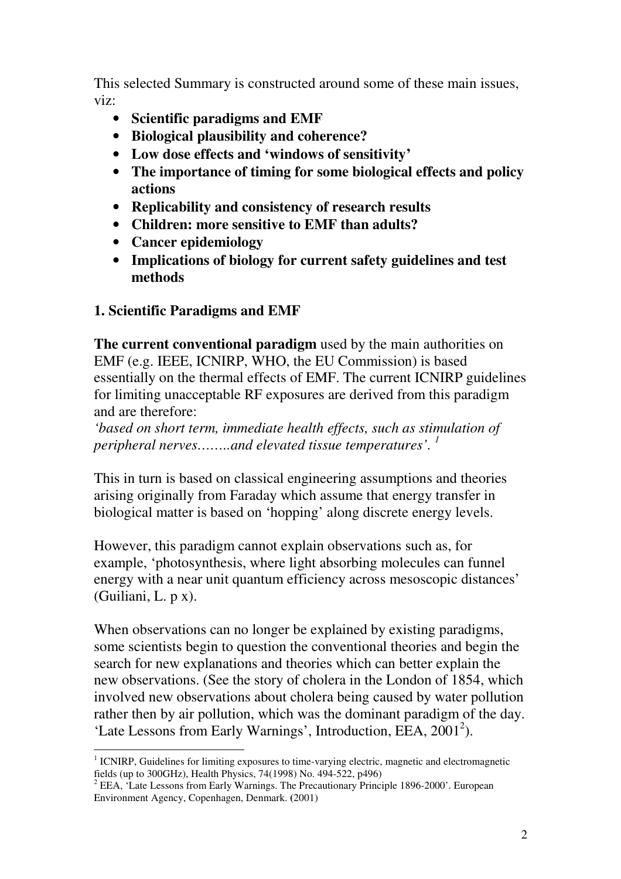This selected Summary is constructed around some of these main issues, viz:

- **Scientific paradigms and EMF**
- **Biological plausibility and coherence?**
- **Low dose effects and 'windows of sensitivity'**
- **The importance of timing for some biological effects and policy actions**
- **Replicability and consistency of research results**
- **Children: more sensitive to EMF than adults?**
- **Cancer epidemiology**
- **Implications of biology for current safety guidelines and test methods**

## 1. Scientific Paradigms and EMF

**The current conventional paradigm** used by the main authorities on EMF (e.g. IEEE, ICNIRP, WHO, the EU Commission) is based essentially on the thermal effects of EMF. The current ICNIRP guidelines for limiting unacceptable RF exposures are derived from this paradigm and are therefore:

*'based on short term, immediate health effects, such as stimulation of peripheral nerves……..and elevated tissue temperatures'.* [1]

This in turn is based on classical engineering assumptions and theories arising originally from Faraday which assume that energy transfer in biological matter is based on 'hopping' along discrete energy levels.

However, this paradigm cannot explain observations such as, for example, 'photosynthesis, where light absorbing molecules can funnel energy with a near unit quantum efficiency across mesoscopic distances' (Guiliani, L. p x).

When observations can no longer be explained by existing paradigms, some scientists begin to question the conventional theories and begin the search for new explanations and theories which can better explain the new observations. (See the story of cholera in the London of 1854, which involved new observations about cholera being caused by water pollution rather then by air pollution, which was the dominant paradigm of the day. 'Late Lessons from Early Warnings', Introduction, EEA, 2001[2]).

---

[1] ICNIRP, Guidelines for limiting exposures to time-varying electric, magnetic and electromagnetic fields (up to 300GHz), Health Physics, 74(1998) No. 494-522, p496)

[2] EEA, 'Late Lessons from Early Warnings. The Precautionary Principle 1896-2000'. European Environment Agency, Copenhagen, Denmark. (2001)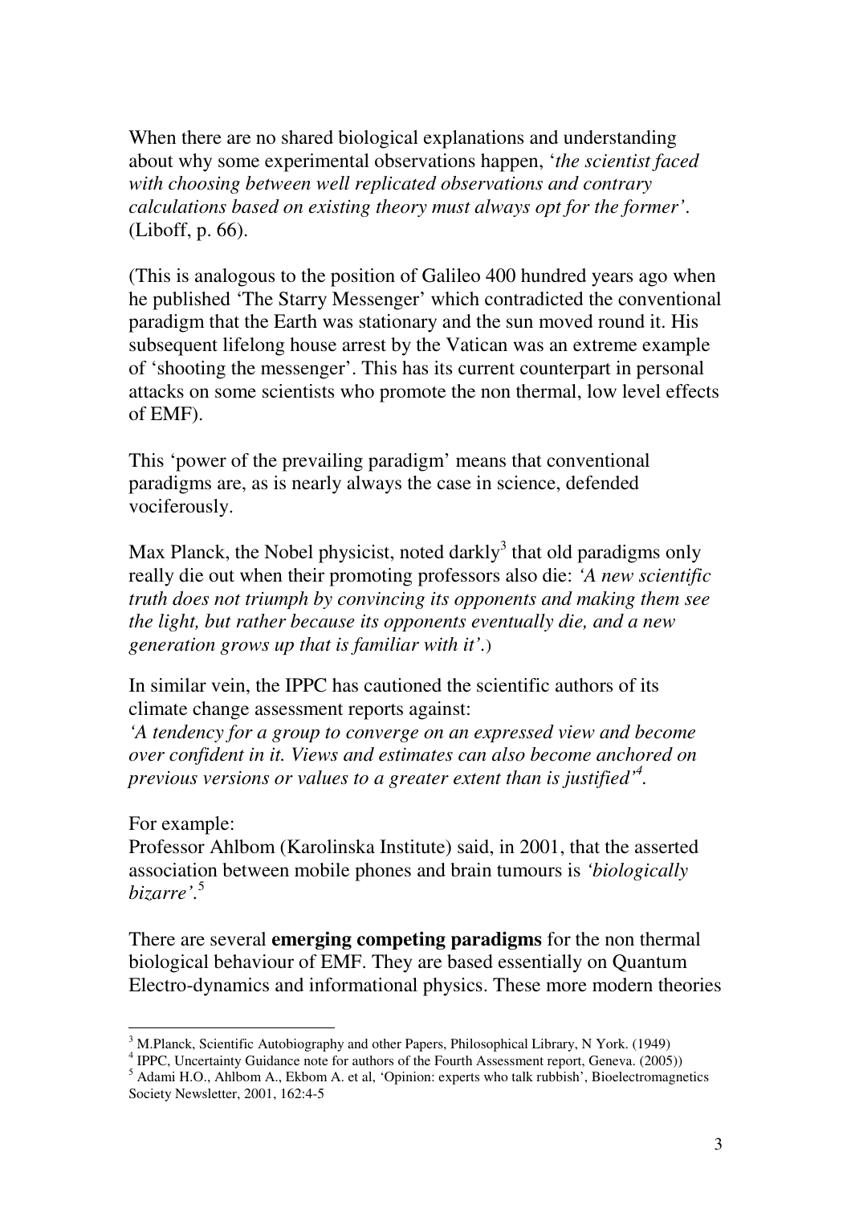When there are no shared biological explanations and understanding about why some experimental observations happen, '*the scientist faced with choosing between well replicated observations and contrary calculations based on existing theory must always opt for the former'*. (Liboff, p. 66).

(This is analogous to the position of Galileo 400 hundred years ago when he published 'The Starry Messenger' which contradicted the conventional paradigm that the Earth was stationary and the sun moved round it. His subsequent lifelong house arrest by the Vatican was an extreme example of 'shooting the messenger'. This has its current counterpart in personal attacks on some scientists who promote the non thermal, low level effects of EMF).

This 'power of the prevailing paradigm' means that conventional paradigms are, as is nearly always the case in science, defended vociferously.

Max Planck, the Nobel physicist, noted darkly[3] that old paradigms only really die out when their promoting professors also die: *'A new scientific truth does not triumph by convincing its opponents and making them see the light, but rather because its opponents eventually die, and a new generation grows up that is familiar with it'*.)

In similar vein, the IPPC has cautioned the scientific authors of its climate change assessment reports against:
*'A tendency for a group to converge on an expressed view and become over confident in it. Views and estimates can also become anchored on previous versions or values to a greater extent than is justified'*[4].

For example:
Professor Ahlbom (Karolinska Institute) said, in 2001, that the asserted association between mobile phones and brain tumours is *'biologically bizarre'*.[5]

There are several **emerging competing paradigms** for the non thermal biological behaviour of EMF. They are based essentially on Quantum Electro-dynamics and informational physics. These more modern theories

---

[3] M.Planck, Scientific Autobiography and other Papers, Philosophical Library, N York. (1949)

[4] IPPC, Uncertainty Guidance note for authors of the Fourth Assessment report, Geneva. (2005))

[5] Adami H.O., Ahlbom A., Ekbom A. et al, 'Opinion: experts who talk rubbish', Bioelectromagnetics Society Newsletter, 2001, 162:4-5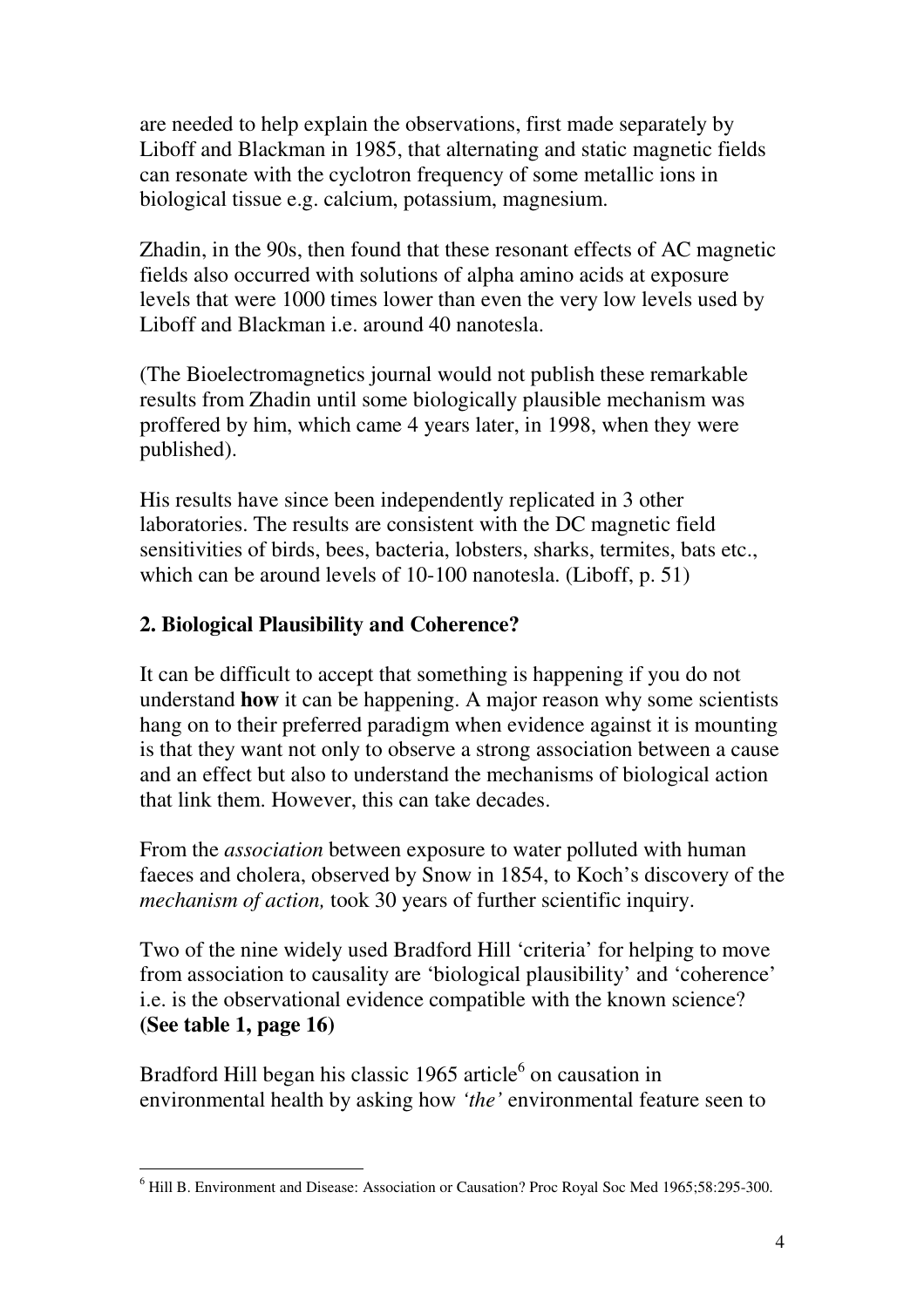are needed to help explain the observations, first made separately by Liboff and Blackman in 1985, that alternating and static magnetic fields can resonate with the cyclotron frequency of some metallic ions in biological tissue e.g. calcium, potassium, magnesium.

Zhadin, in the 90s, then found that these resonant effects of AC magnetic fields also occurred with solutions of alpha amino acids at exposure levels that were 1000 times lower than even the very low levels used by Liboff and Blackman i.e. around 40 nanotesla.

(The Bioelectromagnetics journal would not publish these remarkable results from Zhadin until some biologically plausible mechanism was proffered by him, which came 4 years later, in 1998, when they were published).

His results have since been independently replicated in 3 other laboratories. The results are consistent with the DC magnetic field sensitivities of birds, bees, bacteria, lobsters, sharks, termites, bats etc., which can be around levels of 10-100 nanotesla. (Liboff, p. 51)

## 2. Biological Plausibility and Coherence?

It can be difficult to accept that something is happening if you do not understand **how** it can be happening. A major reason why some scientists hang on to their preferred paradigm when evidence against it is mounting is that they want not only to observe a strong association between a cause and an effect but also to understand the mechanisms of biological action that link them. However, this can take decades.

From the *association* between exposure to water polluted with human faeces and cholera, observed by Snow in 1854, to Koch's discovery of the *mechanism of action,* took 30 years of further scientific inquiry.

Two of the nine widely used Bradford Hill 'criteria' for helping to move from association to causality are 'biological plausibility' and 'coherence' i.e. is the observational evidence compatible with the known science? **(See table 1, page 16)**

Bradford Hill began his classic 1965 article[6] on causation in environmental health by asking how *'the'* environmental feature seen to

[6] Hill B. Environment and Disease: Association or Causation? Proc Royal Soc Med 1965;58:295-300.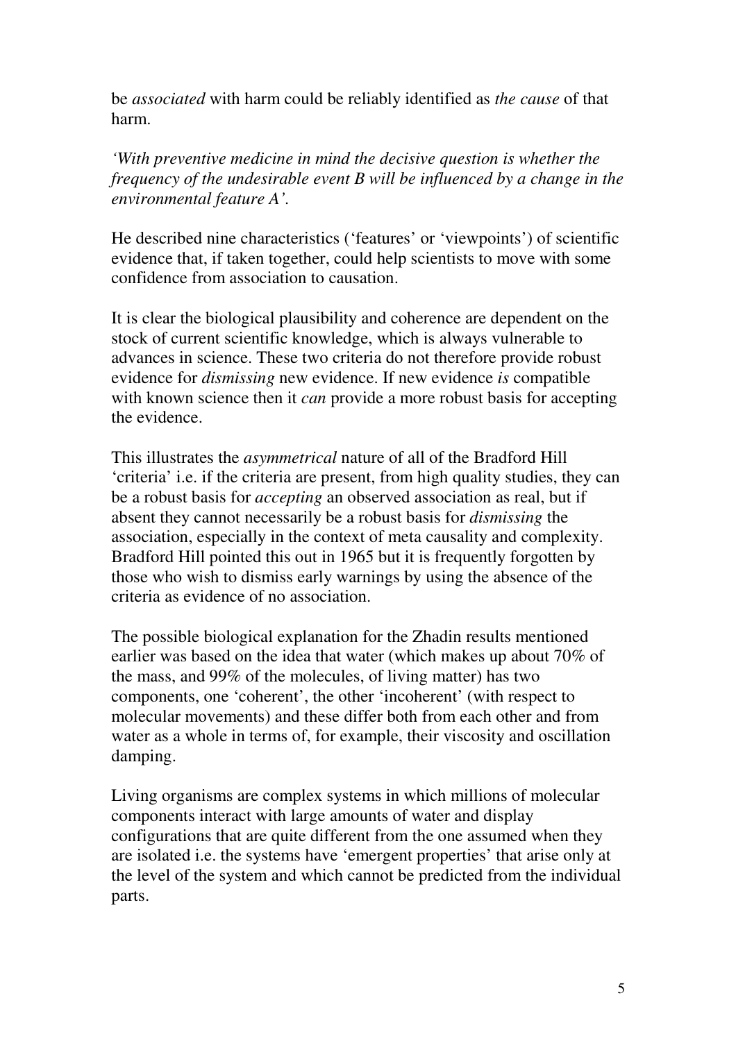be *associated* with harm could be reliably identified as *the cause* of that harm.

*'With preventive medicine in mind the decisive question is whether the frequency of the undesirable event B will be influenced by a change in the environmental feature A'.*

He described nine characteristics ('features' or 'viewpoints') of scientific evidence that, if taken together, could help scientists to move with some confidence from association to causation.

It is clear the biological plausibility and coherence are dependent on the stock of current scientific knowledge, which is always vulnerable to advances in science. These two criteria do not therefore provide robust evidence for *dismissing* new evidence. If new evidence *is* compatible with known science then it *can* provide a more robust basis for accepting the evidence.

This illustrates the *asymmetrical* nature of all of the Bradford Hill 'criteria' i.e. if the criteria are present, from high quality studies, they can be a robust basis for *accepting* an observed association as real, but if absent they cannot necessarily be a robust basis for *dismissing* the association, especially in the context of meta causality and complexity. Bradford Hill pointed this out in 1965 but it is frequently forgotten by those who wish to dismiss early warnings by using the absence of the criteria as evidence of no association.

The possible biological explanation for the Zhadin results mentioned earlier was based on the idea that water (which makes up about 70% of the mass, and 99% of the molecules, of living matter) has two components, one 'coherent', the other 'incoherent' (with respect to molecular movements) and these differ both from each other and from water as a whole in terms of, for example, their viscosity and oscillation damping.

Living organisms are complex systems in which millions of molecular components interact with large amounts of water and display configurations that are quite different from the one assumed when they are isolated i.e. the systems have 'emergent properties' that arise only at the level of the system and which cannot be predicted from the individual parts.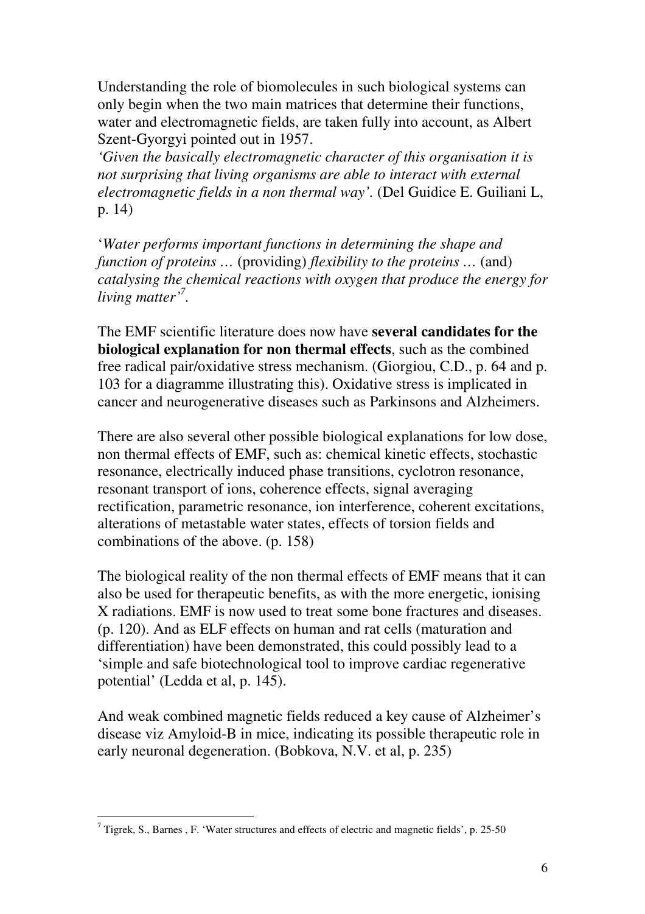Understanding the role of biomolecules in such biological systems can only begin when the two main matrices that determine their functions, water and electromagnetic fields, are taken fully into account, as Albert Szent-Gyorgyi pointed out in 1957.

*'Given the basically electromagnetic character of this organisation it is not surprising that living organisms are able to interact with external electromagnetic fields in a non thermal way'.* (Del Guidice E. Guiliani L, p. 14)

'*Water performs important functions in determining the shape and function of proteins …* (providing) *flexibility to the proteins …* (and) *catalysing the chemical reactions with oxygen that produce the energy for living matter'*[7].

The EMF scientific literature does now have **several candidates for the biological explanation for non thermal effects**, such as the combined free radical pair/oxidative stress mechanism. (Giorgiou, C.D., p. 64 and p. 103 for a diagramme illustrating this). Oxidative stress is implicated in cancer and neurogenerative diseases such as Parkinsons and Alzheimers.

There are also several other possible biological explanations for low dose, non thermal effects of EMF, such as: chemical kinetic effects, stochastic resonance, electrically induced phase transitions, cyclotron resonance, resonant transport of ions, coherence effects, signal averaging rectification, parametric resonance, ion interference, coherent excitations, alterations of metastable water states, effects of torsion fields and combinations of the above. (p. 158)

The biological reality of the non thermal effects of EMF means that it can also be used for therapeutic benefits, as with the more energetic, ionising X radiations. EMF is now used to treat some bone fractures and diseases. (p. 120). And as ELF effects on human and rat cells (maturation and differentiation) have been demonstrated, this could possibly lead to a 'simple and safe biotechnological tool to improve cardiac regenerative potential' (Ledda et al, p. 145).

And weak combined magnetic fields reduced a key cause of Alzheimer's disease viz Amyloid-B in mice, indicating its possible therapeutic role in early neuronal degeneration. (Bobkova, N.V. et al, p. 235)

---

[7] Tigrek, S., Barnes , F. 'Water structures and effects of electric and magnetic fields', p. 25-50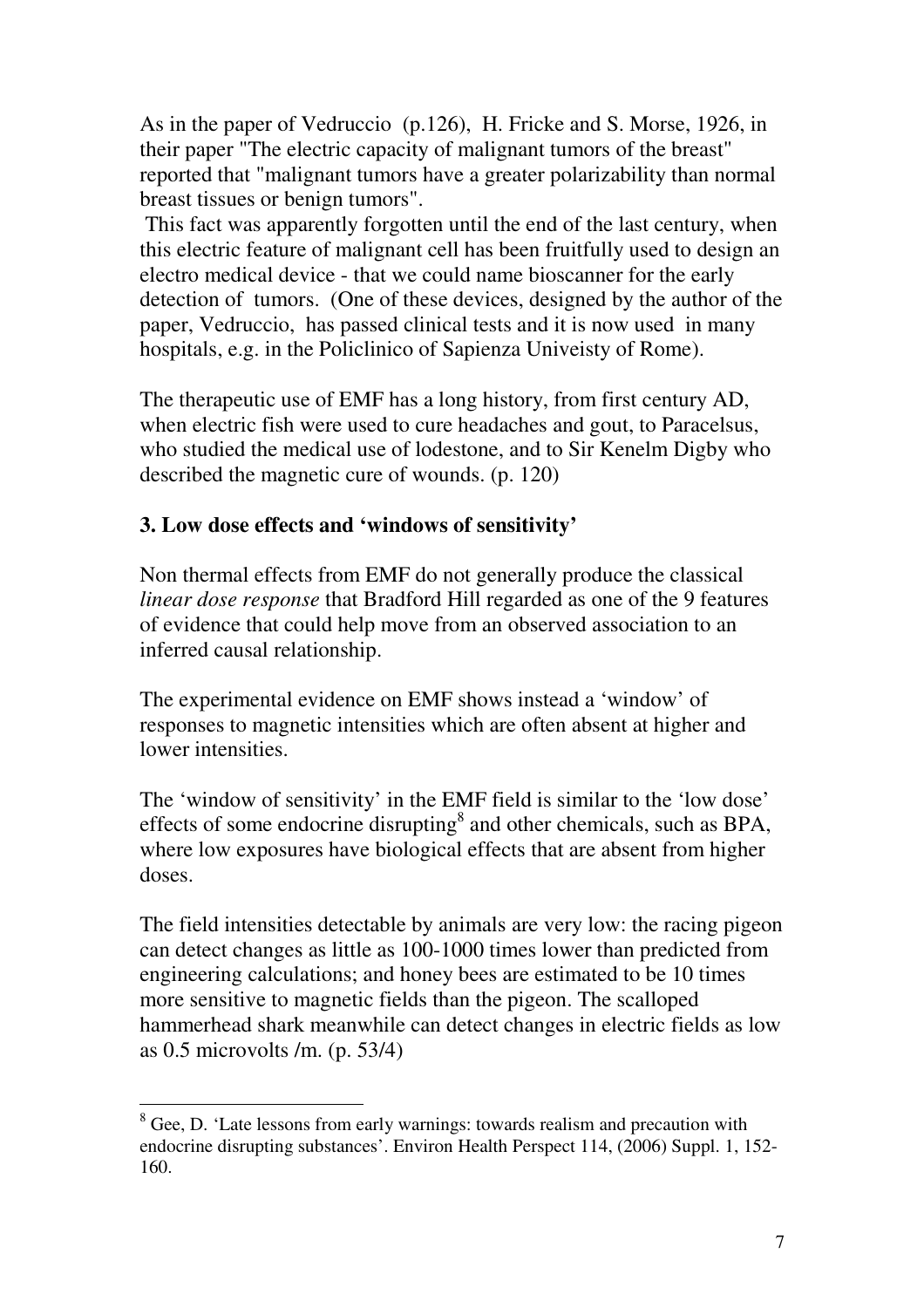As in the paper of Vedruccio  (p.126),  H. Fricke and S. Morse, 1926, in their paper "The electric capacity of malignant tumors of the breast" reported that "malignant tumors have a greater polarizability than normal breast tissues or benign tumors".

This fact was apparently forgotten until the end of the last century, when this electric feature of malignant cell has been fruitfully used to design an electro medical device - that we could name bioscanner for the early detection of  tumors.  (One of these devices, designed by the author of the paper, Vedruccio,  has passed clinical tests and it is now used  in many hospitals, e.g. in the Policlinico of Sapienza Univeisty of Rome).

The therapeutic use of EMF has a long history, from first century AD, when electric fish were used to cure headaches and gout, to Paracelsus, who studied the medical use of lodestone, and to Sir Kenelm Digby who described the magnetic cure of wounds. (p. 120)

### 3. Low dose effects and 'windows of sensitivity'

Non thermal effects from EMF do not generally produce the classical *linear dose response* that Bradford Hill regarded as one of the 9 features of evidence that could help move from an observed association to an inferred causal relationship.

The experimental evidence on EMF shows instead a 'window' of responses to magnetic intensities which are often absent at higher and lower intensities.

The 'window of sensitivity' in the EMF field is similar to the 'low dose' effects of some endocrine disrupting[8] and other chemicals, such as BPA, where low exposures have biological effects that are absent from higher doses.

The field intensities detectable by animals are very low: the racing pigeon can detect changes as little as 100-1000 times lower than predicted from engineering calculations; and honey bees are estimated to be 10 times more sensitive to magnetic fields than the pigeon. The scalloped hammerhead shark meanwhile can detect changes in electric fields as low as 0.5 microvolts /m. (p. 53/4)

---

[8] Gee, D. 'Late lessons from early warnings: towards realism and precaution with endocrine disrupting substances'. Environ Health Perspect 114, (2006) Suppl. 1, 152-160.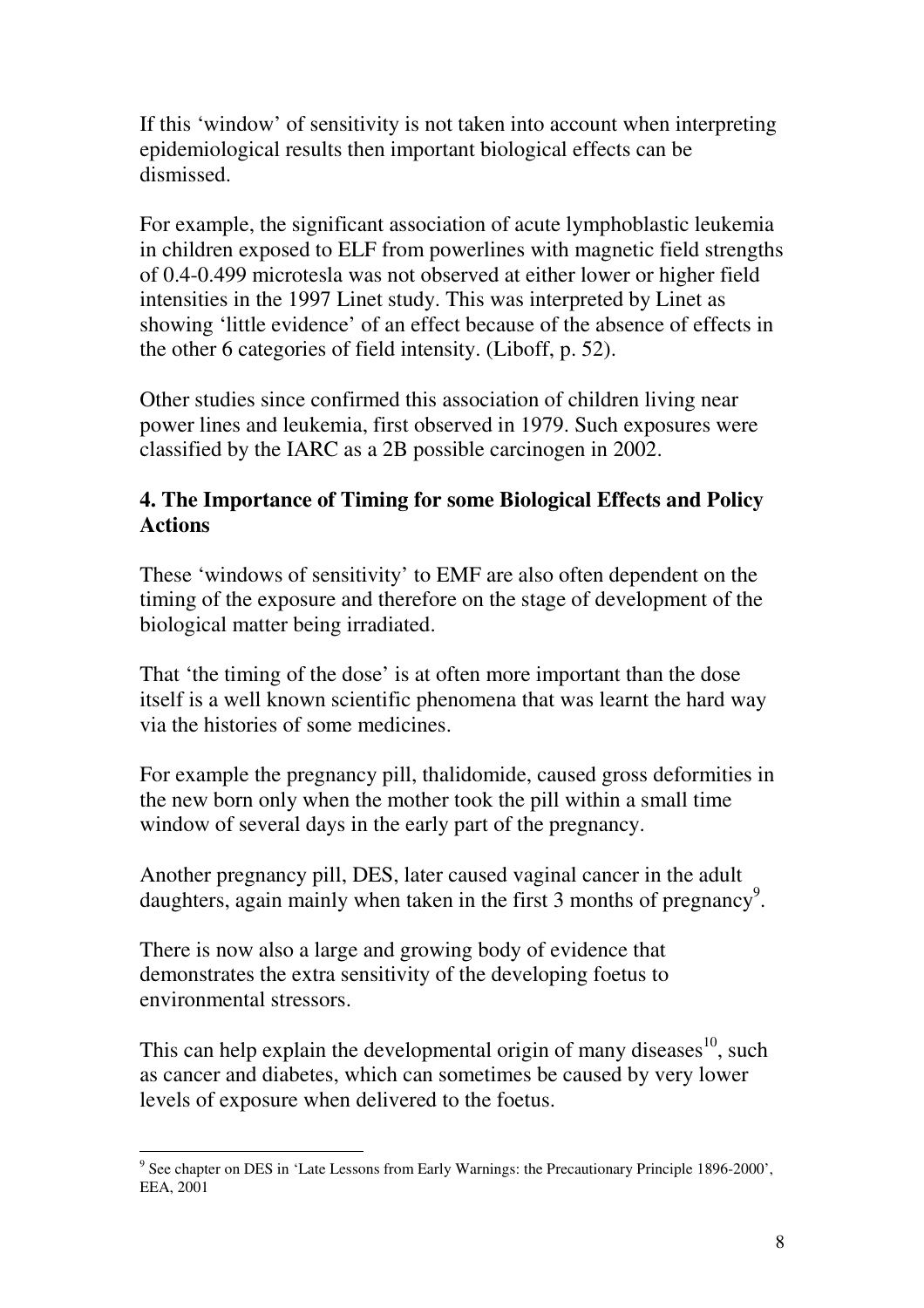If this 'window' of sensitivity is not taken into account when interpreting epidemiological results then important biological effects can be dismissed.

For example, the significant association of acute lymphoblastic leukemia in children exposed to ELF from powerlines with magnetic field strengths of 0.4-0.499 microtesla was not observed at either lower or higher field intensities in the 1997 Linet study. This was interpreted by Linet as showing 'little evidence' of an effect because of the absence of effects in the other 6 categories of field intensity. (Liboff, p. 52).

Other studies since confirmed this association of children living near power lines and leukemia, first observed in 1979. Such exposures were classified by the IARC as a 2B possible carcinogen in 2002.

### 4. The Importance of Timing for some Biological Effects and Policy Actions

These 'windows of sensitivity' to EMF are also often dependent on the timing of the exposure and therefore on the stage of development of the biological matter being irradiated.

That 'the timing of the dose' is at often more important than the dose itself is a well known scientific phenomena that was learnt the hard way via the histories of some medicines.

For example the pregnancy pill, thalidomide, caused gross deformities in the new born only when the mother took the pill within a small time window of several days in the early part of the pregnancy.

Another pregnancy pill, DES, later caused vaginal cancer in the adult daughters, again mainly when taken in the first 3 months of pregnancy[9].

There is now also a large and growing body of evidence that demonstrates the extra sensitivity of the developing foetus to environmental stressors.

This can help explain the developmental origin of many diseases[10], such as cancer and diabetes, which can sometimes be caused by very lower levels of exposure when delivered to the foetus.

[9] See chapter on DES in 'Late Lessons from Early Warnings: the Precautionary Principle 1896-2000', EEA, 2001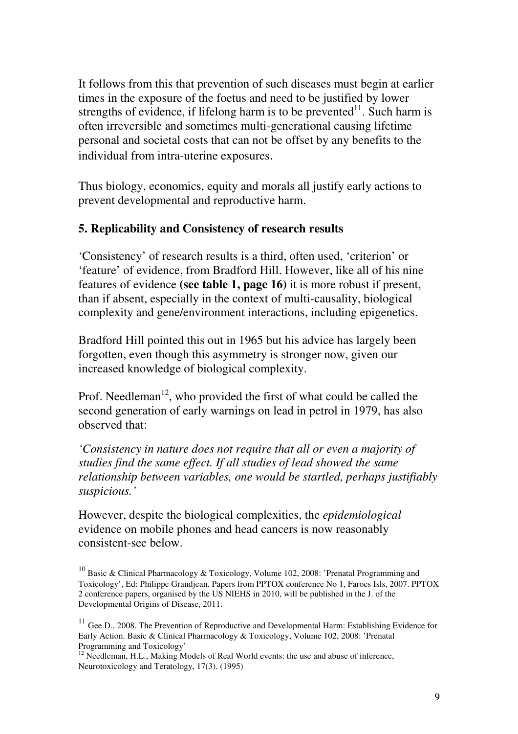It follows from this that prevention of such diseases must begin at earlier times in the exposure of the foetus and need to be justified by lower strengths of evidence, if lifelong harm is to be prevented[11]. Such harm is often irreversible and sometimes multi-generational causing lifetime personal and societal costs that can not be offset by any benefits to the individual from intra-uterine exposures.

Thus biology, economics, equity and morals all justify early actions to prevent developmental and reproductive harm.

## 5. Replicability and Consistency of research results

'Consistency' of research results is a third, often used, 'criterion' or 'feature' of evidence, from Bradford Hill. However, like all of his nine features of evidence **(see table 1, page 16)** it is more robust if present, than if absent, especially in the context of multi-causality, biological complexity and gene/environment interactions, including epigenetics.

Bradford Hill pointed this out in 1965 but his advice has largely been forgotten, even though this asymmetry is stronger now, given our increased knowledge of biological complexity.

Prof. Needleman[12], who provided the first of what could be called the second generation of early warnings on lead in petrol in 1979, has also observed that:

*'Consistency in nature does not require that all or even a majority of studies find the same effect. If all studies of lead showed the same relationship between variables, one would be startled, perhaps justifiably suspicious.'*

However, despite the biological complexities, the *epidemiological* evidence on mobile phones and head cancers is now reasonably consistent-see below.

---

[10] Basic & Clinical Pharmacology & Toxicology, Volume 102, 2008: 'Prenatal Programming and Toxicology', Ed: Philippe Grandjean. Papers from PPTOX conference No 1, Faroes Isls, 2007. PPTOX 2 conference papers, organised by the US NIEHS in 2010, will be published in the J. of the Developmental Origins of Disease, 2011.

[11] Gee D., 2008. The Prevention of Reproductive and Developmental Harm: Establishing Evidence for Early Action. Basic & Clinical Pharmacology & Toxicology, Volume 102, 2008: 'Prenatal Programming and Toxicology'

[12] Needleman, H.L., Making Models of Real World events: the use and abuse of inference, Neurotoxicology and Teratology, 17(3). (1995)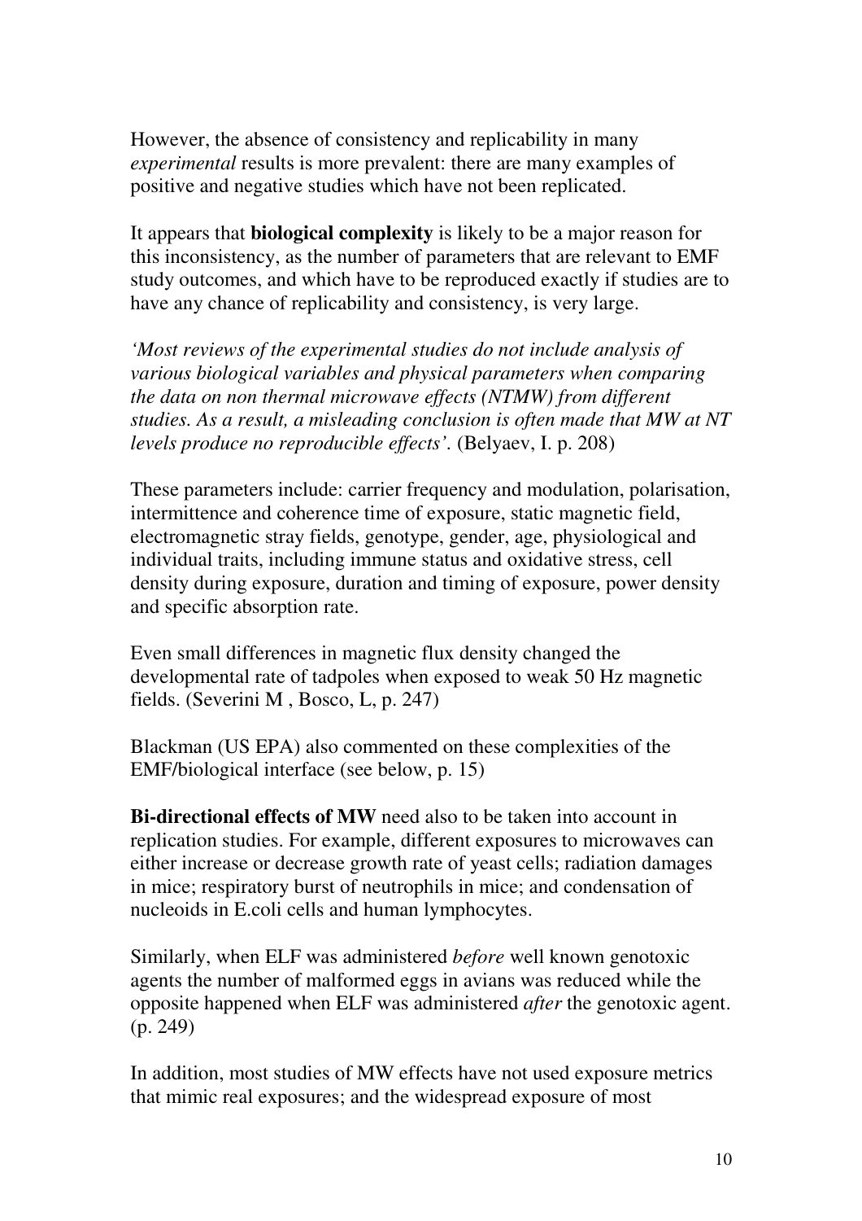However, the absence of consistency and replicability in many *experimental* results is more prevalent: there are many examples of positive and negative studies which have not been replicated.

It appears that **biological complexity** is likely to be a major reason for this inconsistency, as the number of parameters that are relevant to EMF study outcomes, and which have to be reproduced exactly if studies are to have any chance of replicability and consistency, is very large.

*'Most reviews of the experimental studies do not include analysis of various biological variables and physical parameters when comparing the data on non thermal microwave effects (NTMW) from different studies. As a result, a misleading conclusion is often made that MW at NT levels produce no reproducible effects'.* (Belyaev, I. p. 208)

These parameters include: carrier frequency and modulation, polarisation, intermittence and coherence time of exposure, static magnetic field, electromagnetic stray fields, genotype, gender, age, physiological and individual traits, including immune status and oxidative stress, cell density during exposure, duration and timing of exposure, power density and specific absorption rate.

Even small differences in magnetic flux density changed the developmental rate of tadpoles when exposed to weak 50 Hz magnetic fields. (Severini M , Bosco, L, p. 247)

Blackman (US EPA) also commented on these complexities of the EMF/biological interface (see below, p. 15)

**Bi-directional effects of MW** need also to be taken into account in replication studies. For example, different exposures to microwaves can either increase or decrease growth rate of yeast cells; radiation damages in mice; respiratory burst of neutrophils in mice; and condensation of nucleoids in E.coli cells and human lymphocytes.

Similarly, when ELF was administered *before* well known genotoxic agents the number of malformed eggs in avians was reduced while the opposite happened when ELF was administered *after* the genotoxic agent. (p. 249)

In addition, most studies of MW effects have not used exposure metrics that mimic real exposures; and the widespread exposure of most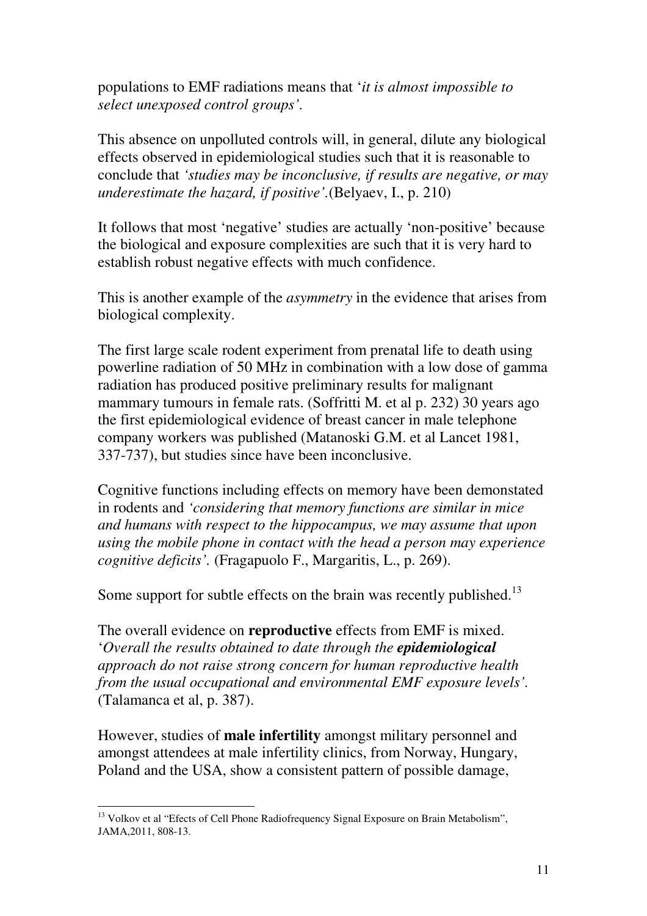populations to EMF radiations means that '*it is almost impossible to select unexposed control groups'*.

This absence on unpolluted controls will, in general, dilute any biological effects observed in epidemiological studies such that it is reasonable to conclude that *'studies may be inconclusive, if results are negative, or may underestimate the hazard, if positive'*.(Belyaev, I., p. 210)

It follows that most 'negative' studies are actually 'non-positive' because the biological and exposure complexities are such that it is very hard to establish robust negative effects with much confidence.

This is another example of the *asymmetry* in the evidence that arises from biological complexity.

The first large scale rodent experiment from prenatal life to death using powerline radiation of 50 MHz in combination with a low dose of gamma radiation has produced positive preliminary results for malignant mammary tumours in female rats. (Soffritti M. et al p. 232) 30 years ago the first epidemiological evidence of breast cancer in male telephone company workers was published (Matanoski G.M. et al Lancet 1981, 337-737), but studies since have been inconclusive.

Cognitive functions including effects on memory have been demonstated in rodents and *'considering that memory functions are similar in mice and humans with respect to the hippocampus, we may assume that upon using the mobile phone in contact with the head a person may experience cognitive deficits'*. (Fragapuolo F., Margaritis, L., p. 269).

Some support for subtle effects on the brain was recently published.[13]

The overall evidence on **reproductive** effects from EMF is mixed. '*Overall the results obtained to date through the **epidemiological** approach do not raise strong concern for human reproductive health from the usual occupational and environmental EMF exposure levels'*. (Talamanca et al, p. 387).

However, studies of **male infertility** amongst military personnel and amongst attendees at male infertility clinics, from Norway, Hungary, Poland and the USA, show a consistent pattern of possible damage,

[13] Volkov et al "Efects of Cell Phone Radiofrequency Signal Exposure on Brain Metabolism", JAMA,2011, 808-13.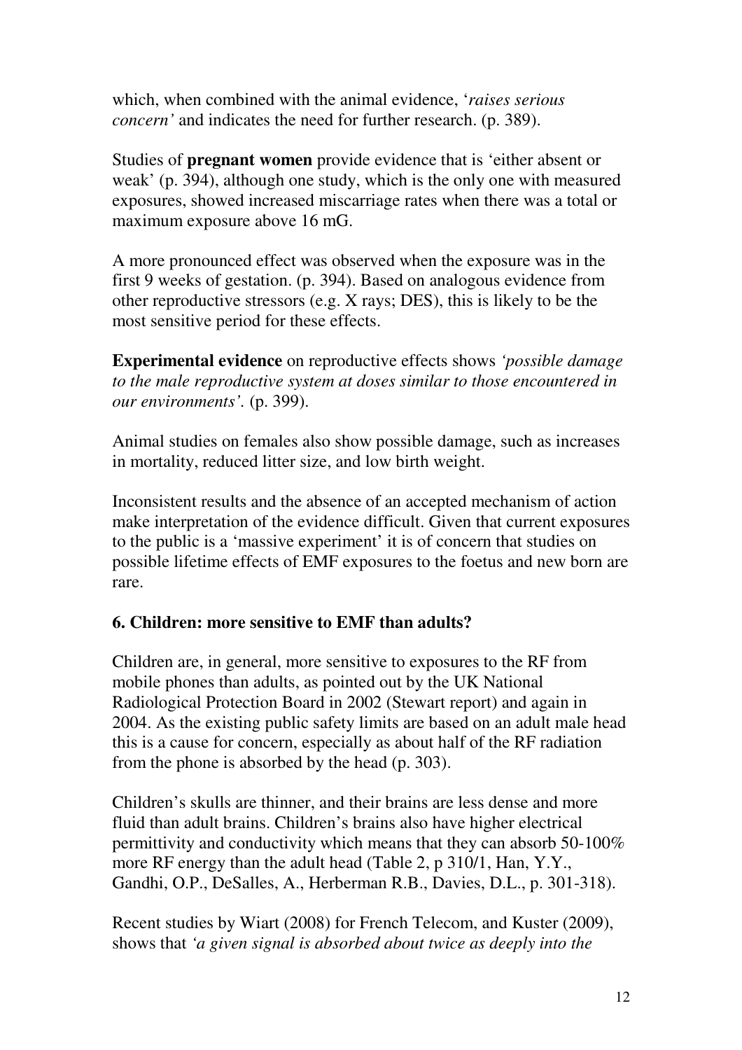which, when combined with the animal evidence, '*raises serious concern'* and indicates the need for further research. (p. 389).

Studies of **pregnant women** provide evidence that is 'either absent or weak' (p. 394), although one study, which is the only one with measured exposures, showed increased miscarriage rates when there was a total or maximum exposure above 16 mG.

A more pronounced effect was observed when the exposure was in the first 9 weeks of gestation. (p. 394). Based on analogous evidence from other reproductive stressors (e.g. X rays; DES), this is likely to be the most sensitive period for these effects.

**Experimental evidence** on reproductive effects shows *'possible damage to the male reproductive system at doses similar to those encountered in our environments'.* (p. 399).

Animal studies on females also show possible damage, such as increases in mortality, reduced litter size, and low birth weight.

Inconsistent results and the absence of an accepted mechanism of action make interpretation of the evidence difficult. Given that current exposures to the public is a 'massive experiment' it is of concern that studies on possible lifetime effects of EMF exposures to the foetus and new born are rare.

### 6. Children: more sensitive to EMF than adults?

Children are, in general, more sensitive to exposures to the RF from mobile phones than adults, as pointed out by the UK National Radiological Protection Board in 2002 (Stewart report) and again in 2004. As the existing public safety limits are based on an adult male head this is a cause for concern, especially as about half of the RF radiation from the phone is absorbed by the head (p. 303).

Children's skulls are thinner, and their brains are less dense and more fluid than adult brains. Children's brains also have higher electrical permittivity and conductivity which means that they can absorb 50-100% more RF energy than the adult head (Table 2, p 310/1, Han, Y.Y., Gandhi, O.P., DeSalles, A., Herberman R.B., Davies, D.L., p. 301-318).

Recent studies by Wiart (2008) for French Telecom, and Kuster (2009), shows that *'a given signal is absorbed about twice as deeply into the*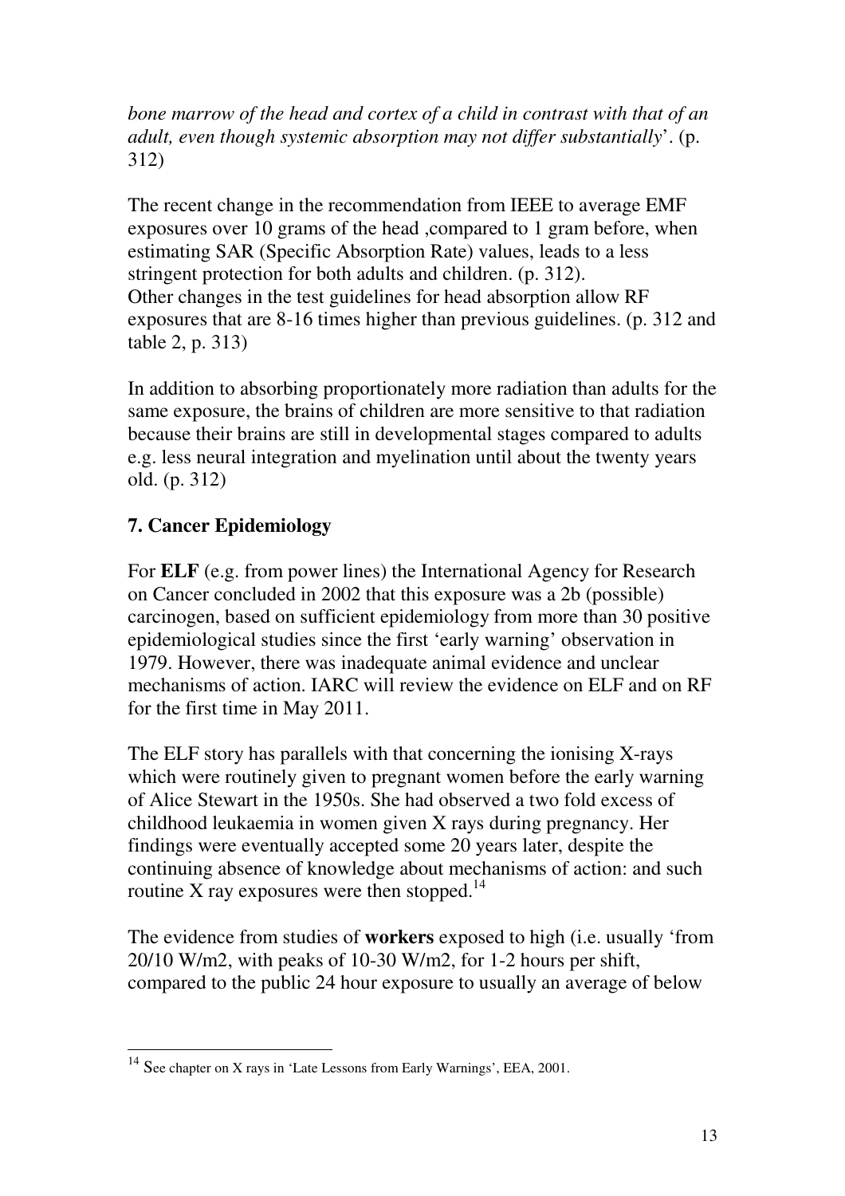*bone marrow of the head and cortex of a child in contrast with that of an adult, even though systemic absorption may not differ substantially*'. (p. 312)

The recent change in the recommendation from IEEE to average EMF exposures over 10 grams of the head ,compared to 1 gram before, when estimating SAR (Specific Absorption Rate) values, leads to a less stringent protection for both adults and children. (p. 312).
Other changes in the test guidelines for head absorption allow RF exposures that are 8-16 times higher than previous guidelines. (p. 312 and table 2, p. 313)

In addition to absorbing proportionately more radiation than adults for the same exposure, the brains of children are more sensitive to that radiation because their brains are still in developmental stages compared to adults e.g. less neural integration and myelination until about the twenty years old. (p. 312)

### 7. Cancer Epidemiology

For **ELF** (e.g. from power lines) the International Agency for Research on Cancer concluded in 2002 that this exposure was a 2b (possible) carcinogen, based on sufficient epidemiology from more than 30 positive epidemiological studies since the first 'early warning' observation in 1979. However, there was inadequate animal evidence and unclear mechanisms of action. IARC will review the evidence on ELF and on RF for the first time in May 2011.

The ELF story has parallels with that concerning the ionising X-rays which were routinely given to pregnant women before the early warning of Alice Stewart in the 1950s. She had observed a two fold excess of childhood leukaemia in women given X rays during pregnancy. Her findings were eventually accepted some 20 years later, despite the continuing absence of knowledge about mechanisms of action: and such routine X ray exposures were then stopped.[14]

The evidence from studies of **workers** exposed to high (i.e. usually 'from 20/10 W/m2, with peaks of 10-30 W/m2, for 1-2 hours per shift, compared to the public 24 hour exposure to usually an average of below

---

[14] See chapter on X rays in 'Late Lessons from Early Warnings', EEA, 2001.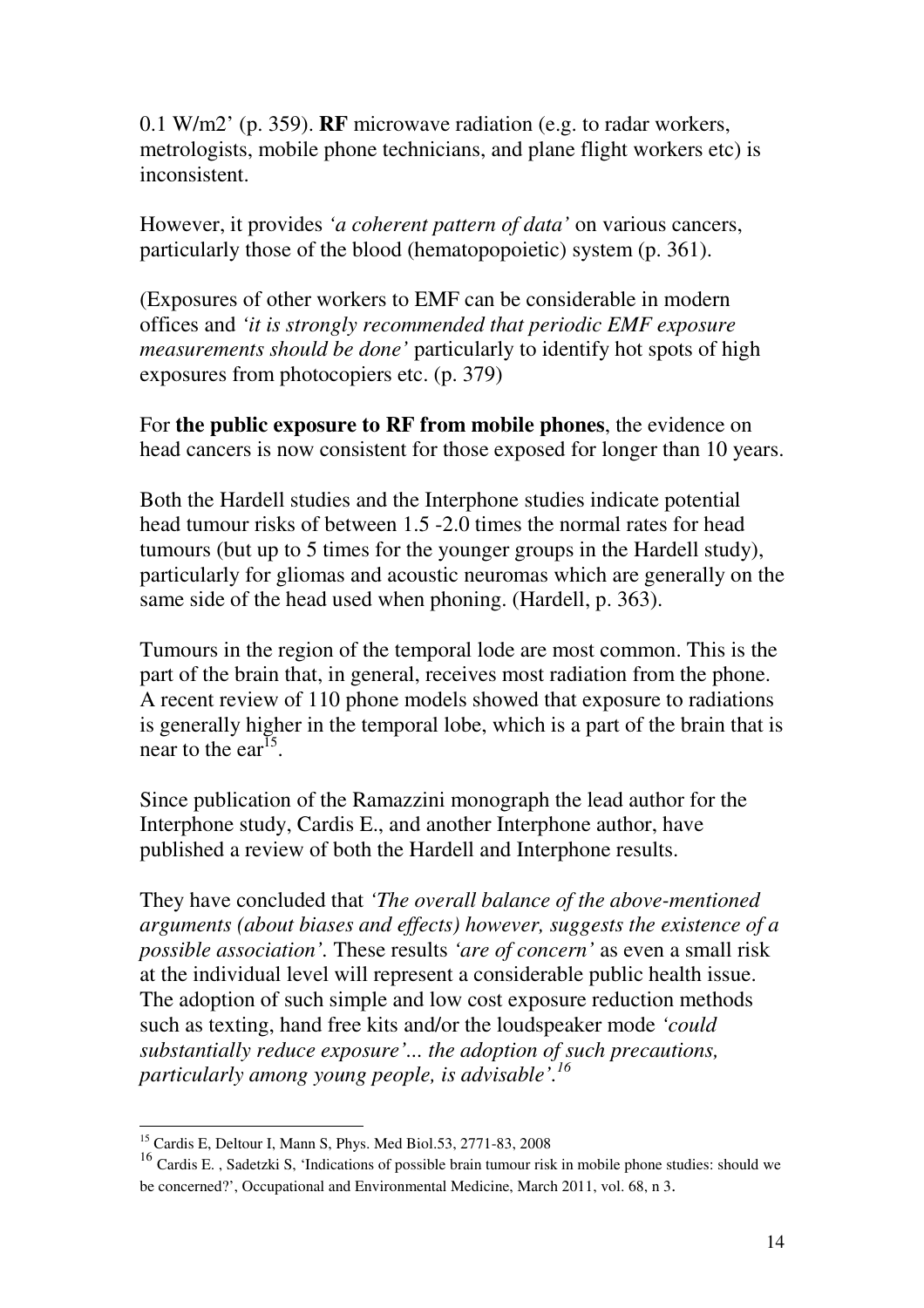0.1 W/m2' (p. 359). **RF** microwave radiation (e.g. to radar workers, metrologists, mobile phone technicians, and plane flight workers etc) is inconsistent.

However, it provides *'a coherent pattern of data'* on various cancers, particularly those of the blood (hematopopoietic) system (p. 361).

(Exposures of other workers to EMF can be considerable in modern offices and *'it is strongly recommended that periodic EMF exposure measurements should be done'* particularly to identify hot spots of high exposures from photocopiers etc. (p. 379)

For **the public exposure to RF from mobile phones**, the evidence on head cancers is now consistent for those exposed for longer than 10 years.

Both the Hardell studies and the Interphone studies indicate potential head tumour risks of between 1.5 -2.0 times the normal rates for head tumours (but up to 5 times for the younger groups in the Hardell study), particularly for gliomas and acoustic neuromas which are generally on the same side of the head used when phoning. (Hardell, p. 363).

Tumours in the region of the temporal lode are most common. This is the part of the brain that, in general, receives most radiation from the phone. A recent review of 110 phone models showed that exposure to radiations is generally higher in the temporal lobe, which is a part of the brain that is near to the ear[15].

Since publication of the Ramazzini monograph the lead author for the Interphone study, Cardis E., and another Interphone author, have published a review of both the Hardell and Interphone results.

They have concluded that *'The overall balance of the above-mentioned arguments (about biases and effects) however, suggests the existence of a possible association'.* These results *'are of concern'* as even a small risk at the individual level will represent a considerable public health issue. The adoption of such simple and low cost exposure reduction methods such as texting, hand free kits and/or the loudspeaker mode *'could substantially reduce exposure'... the adoption of such precautions, particularly among young people, is advisable'.*[16]

---

[15] Cardis E, Deltour I, Mann S, Phys. Med Biol.53, 2771-83, 2008

[16] Cardis E. , Sadetzki S, 'Indications of possible brain tumour risk in mobile phone studies: should we be concerned?', Occupational and Environmental Medicine, March 2011, vol. 68, n 3.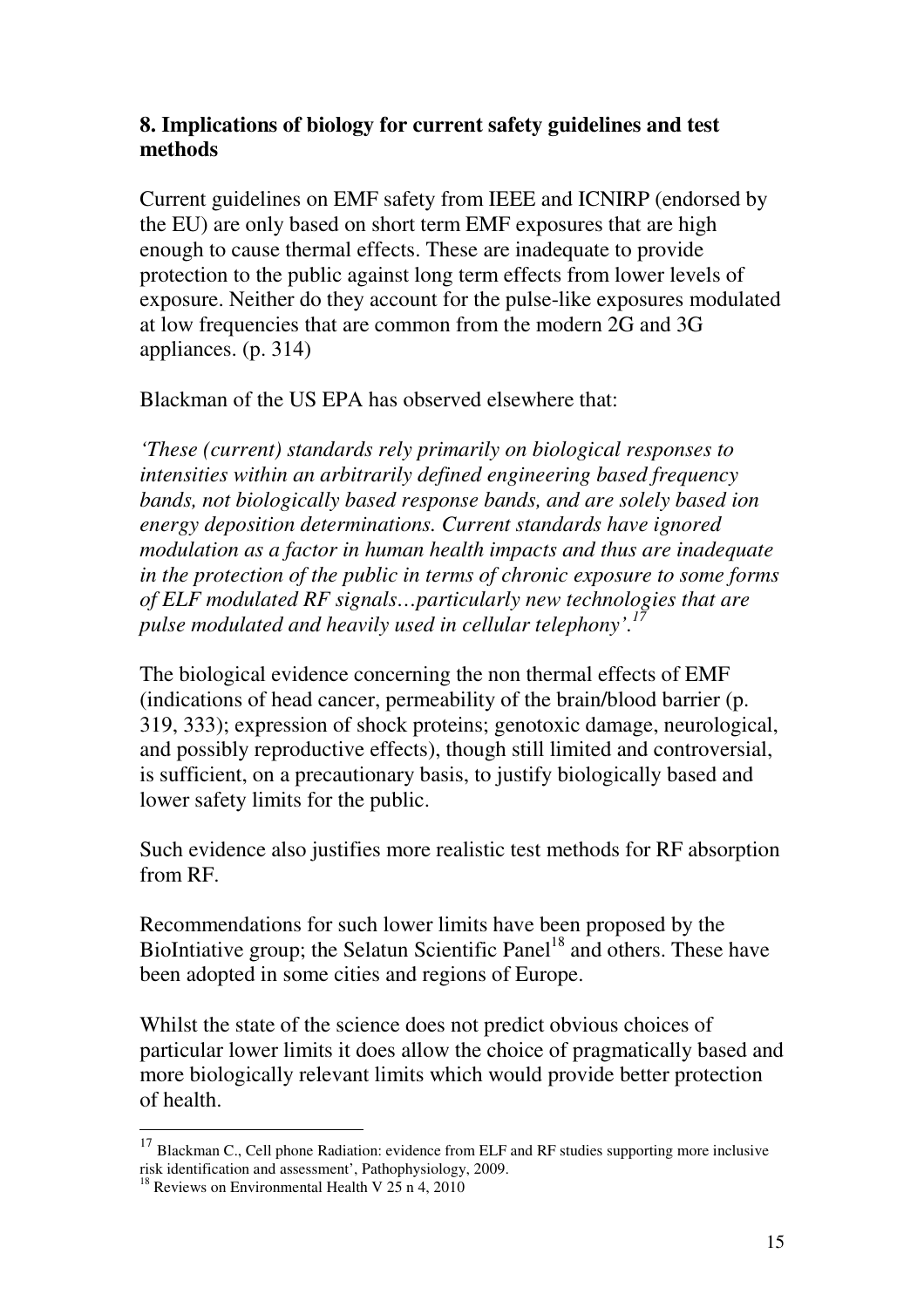## 8. Implications of biology for current safety guidelines and test methods

Current guidelines on EMF safety from IEEE and ICNIRP (endorsed by the EU) are only based on short term EMF exposures that are high enough to cause thermal effects. These are inadequate to provide protection to the public against long term effects from lower levels of exposure. Neither do they account for the pulse-like exposures modulated at low frequencies that are common from the modern 2G and 3G appliances. (p. 314)

Blackman of the US EPA has observed elsewhere that:

*'These (current) standards rely primarily on biological responses to intensities within an arbitrarily defined engineering based frequency bands, not biologically based response bands, and are solely based ion energy deposition determinations. Current standards have ignored modulation as a factor in human health impacts and thus are inadequate in the protection of the public in terms of chronic exposure to some forms of ELF modulated RF signals…particularly new technologies that are pulse modulated and heavily used in cellular telephony'.*[17]

The biological evidence concerning the non thermal effects of EMF (indications of head cancer, permeability of the brain/blood barrier (p. 319, 333); expression of shock proteins; genotoxic damage, neurological, and possibly reproductive effects), though still limited and controversial, is sufficient, on a precautionary basis, to justify biologically based and lower safety limits for the public.

Such evidence also justifies more realistic test methods for RF absorption from RF.

Recommendations for such lower limits have been proposed by the BioIntiative group; the Selatun Scientific Panel[18] and others. These have been adopted in some cities and regions of Europe.

Whilst the state of the science does not predict obvious choices of particular lower limits it does allow the choice of pragmatically based and more biologically relevant limits which would provide better protection of health.

---

[17] Blackman C., Cell phone Radiation: evidence from ELF and RF studies supporting more inclusive risk identification and assessment', Pathophysiology, 2009.

[18] Reviews on Environmental Health V 25 n 4, 2010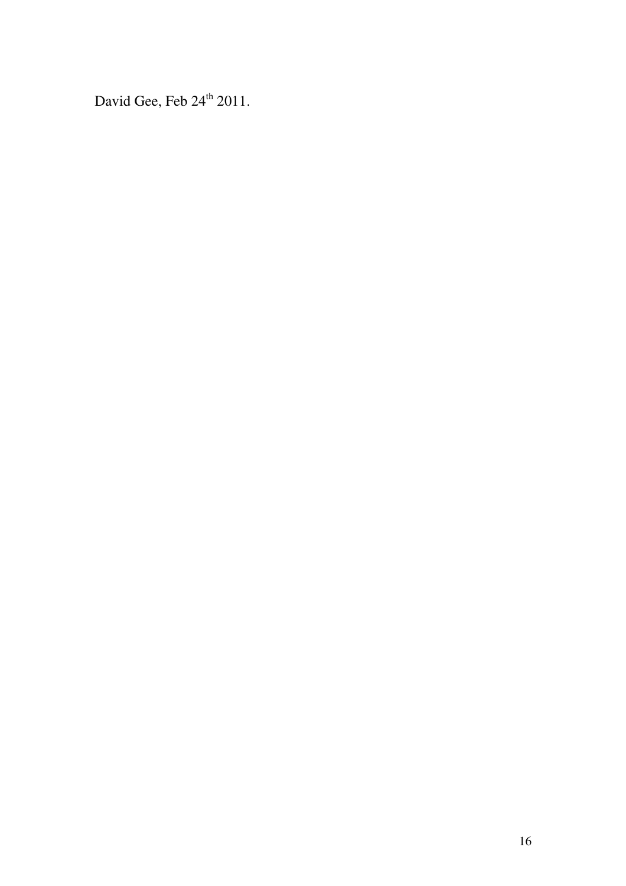David Gee, Feb 24th 2011.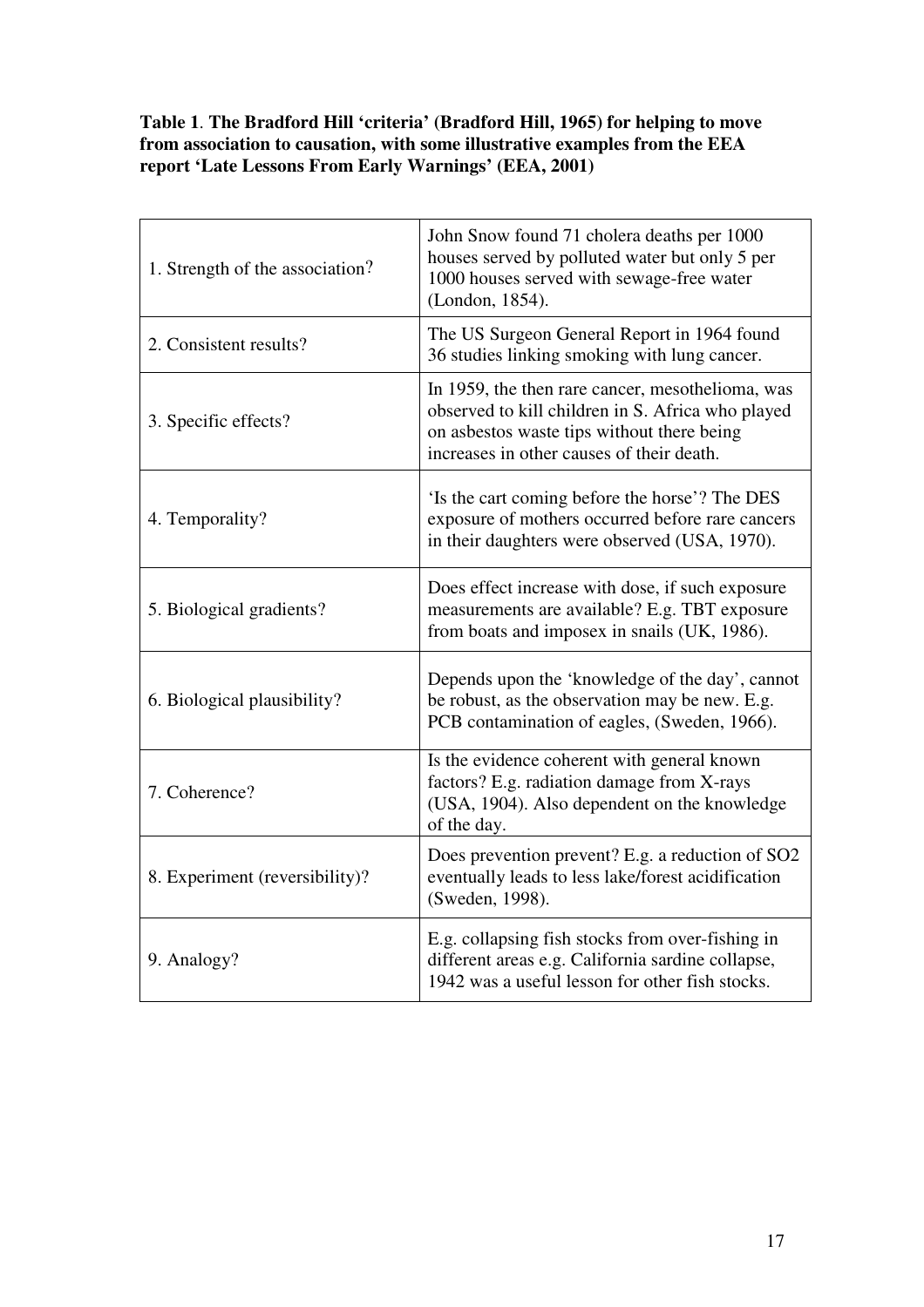**Table 1**. **The Bradford Hill 'criteria' (Bradford Hill, 1965) for helping to move from association to causation, with some illustrative examples from the EEA report 'Late Lessons From Early Warnings' (EEA, 2001)**

| | |
|---|---|
| 1. Strength of the association? | John Snow found 71 cholera deaths per 1000 houses served by polluted water but only 5 per 1000 houses served with sewage-free water (London, 1854). |
| 2. Consistent results? | The US Surgeon General Report in 1964 found 36 studies linking smoking with lung cancer. |
| 3. Specific effects? | In 1959, the then rare cancer, mesothelioma, was observed to kill children in S. Africa who played on asbestos waste tips without there being increases in other causes of their death. |
| 4. Temporality? | 'Is the cart coming before the horse'? The DES exposure of mothers occurred before rare cancers in their daughters were observed (USA, 1970). |
| 5. Biological gradients? | Does effect increase with dose, if such exposure measurements are available? E.g. TBT exposure from boats and imposex in snails (UK, 1986). |
| 6. Biological plausibility? | Depends upon the 'knowledge of the day', cannot be robust, as the observation may be new. E.g. PCB contamination of eagles, (Sweden, 1966). |
| 7. Coherence? | Is the evidence coherent with general known factors? E.g. radiation damage from X-rays (USA, 1904). Also dependent on the knowledge of the day. |
| 8. Experiment (reversibility)? | Does prevention prevent? E.g. a reduction of $SO_2$ eventually leads to less lake/forest acidification (Sweden, 1998). |
| 9. Analogy? | E.g. collapsing fish stocks from over-fishing in different areas e.g. California sardine collapse, 1942 was a useful lesson for other fish stocks. |